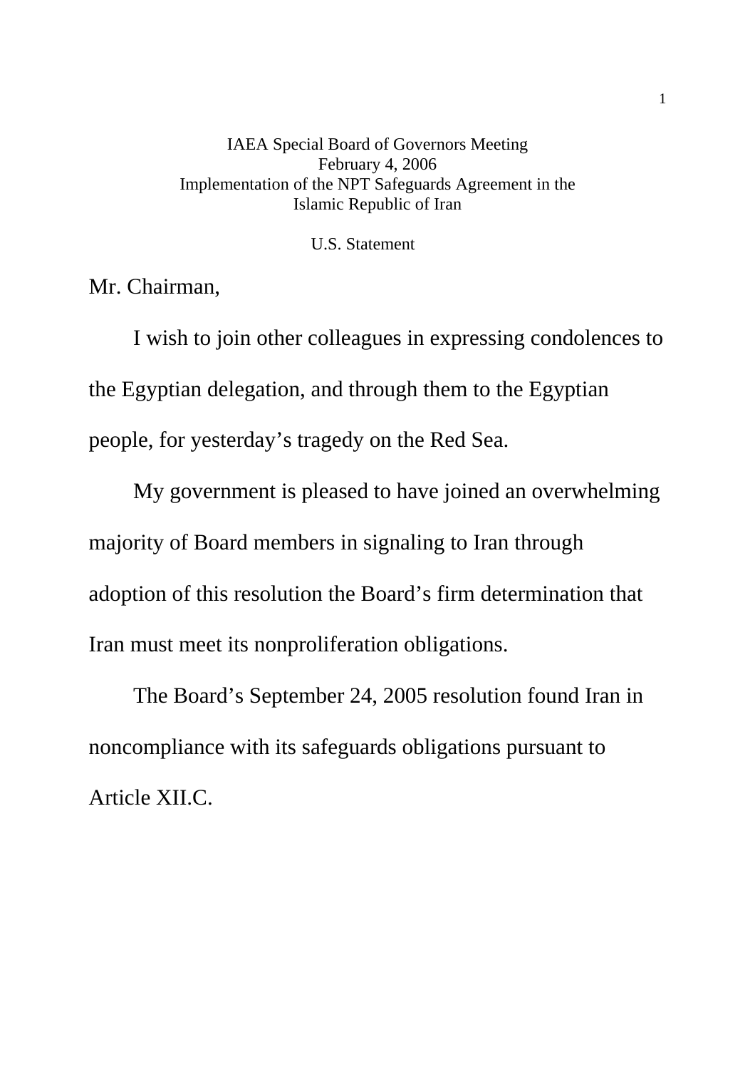IAEA Special Board of Governors Meeting
February 4, 2006
Implementation of the NPT Safeguards Agreement in the
Islamic Republic of Iran

U.S. Statement

Mr. Chairman,

I wish to join other colleagues in expressing condolences to the Egyptian delegation, and through them to the Egyptian people, for yesterday's tragedy on the Red Sea.

My government is pleased to have joined an overwhelming majority of Board members in signaling to Iran through adoption of this resolution the Board's firm determination that Iran must meet its nonproliferation obligations.

The Board's September 24, 2005 resolution found Iran in noncompliance with its safeguards obligations pursuant to Article XII.C.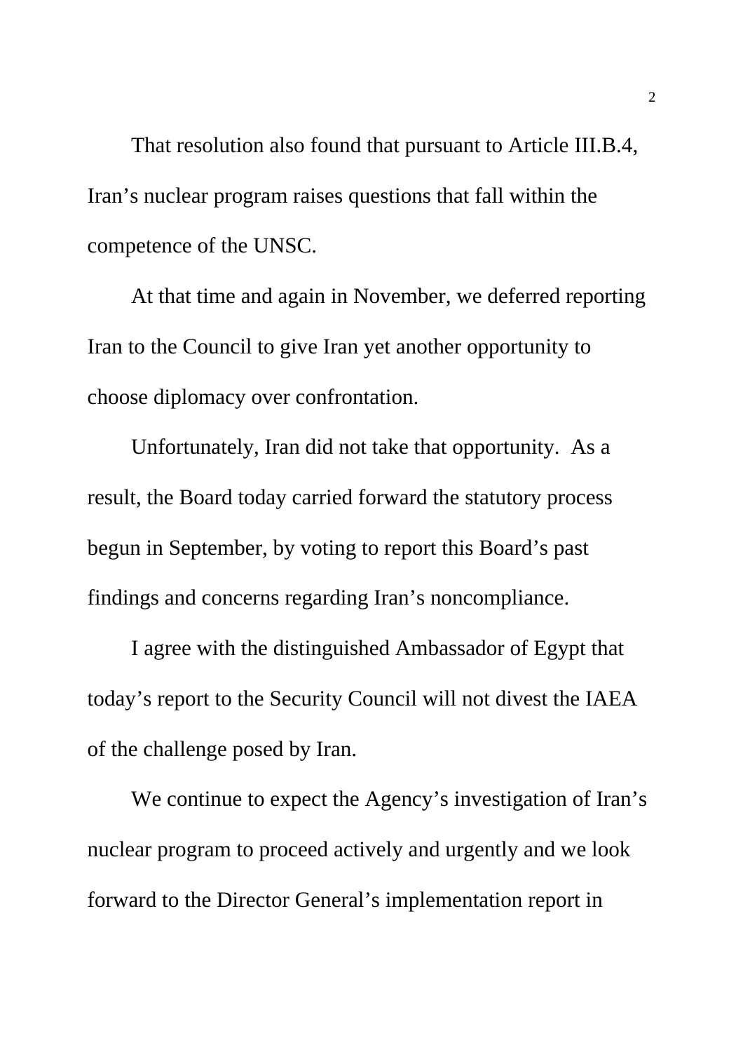That resolution also found that pursuant to Article III.B.4, Iran's nuclear program raises questions that fall within the competence of the UNSC.

At that time and again in November, we deferred reporting Iran to the Council to give Iran yet another opportunity to choose diplomacy over confrontation.

Unfortunately, Iran did not take that opportunity. As a result, the Board today carried forward the statutory process begun in September, by voting to report this Board's past findings and concerns regarding Iran's noncompliance.

I agree with the distinguished Ambassador of Egypt that today's report to the Security Council will not divest the IAEA of the challenge posed by Iran.

We continue to expect the Agency's investigation of Iran's nuclear program to proceed actively and urgently and we look forward to the Director General's implementation report in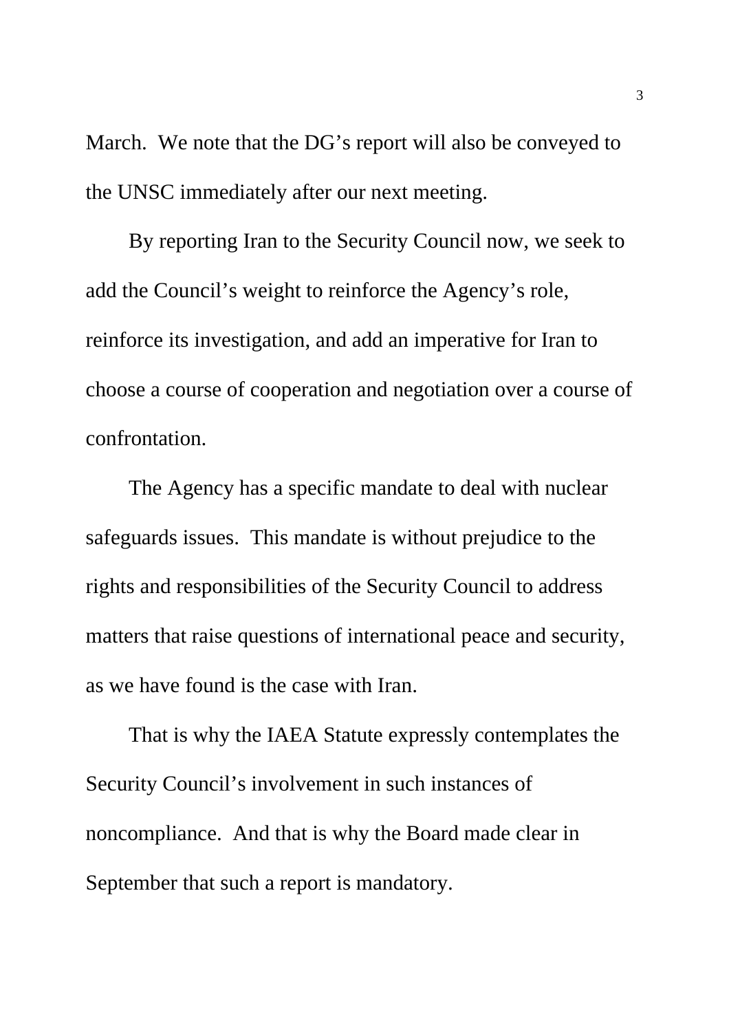March.  We note that the DG's report will also be conveyed to the UNSC immediately after our next meeting.

By reporting Iran to the Security Council now, we seek to add the Council's weight to reinforce the Agency's role, reinforce its investigation, and add an imperative for Iran to choose a course of cooperation and negotiation over a course of confrontation.

The Agency has a specific mandate to deal with nuclear safeguards issues.  This mandate is without prejudice to the rights and responsibilities of the Security Council to address matters that raise questions of international peace and security, as we have found is the case with Iran.

That is why the IAEA Statute expressly contemplates the Security Council's involvement in such instances of noncompliance.  And that is why the Board made clear in September that such a report is mandatory.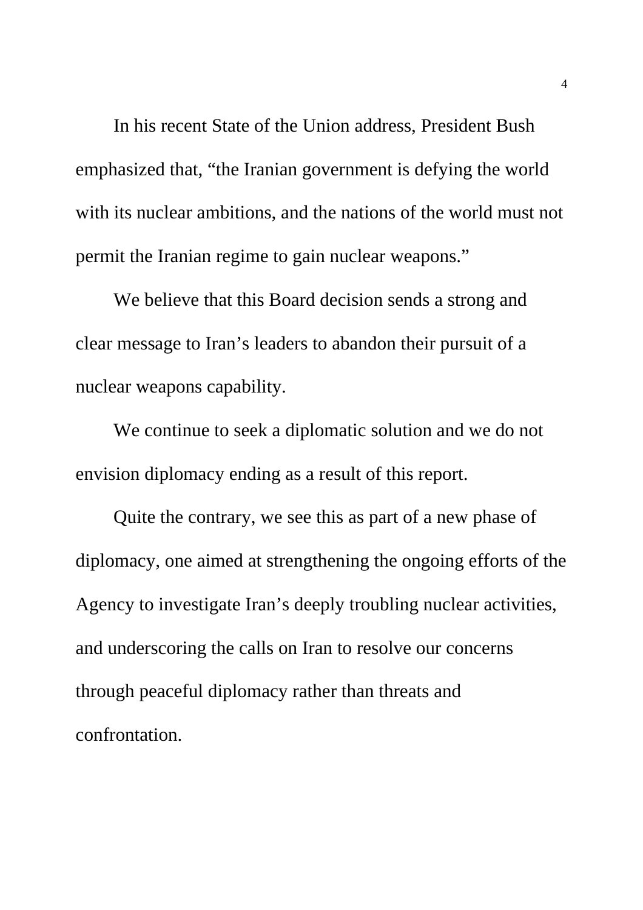In his recent State of the Union address, President Bush emphasized that, “the Iranian government is defying the world with its nuclear ambitions, and the nations of the world must not permit the Iranian regime to gain nuclear weapons.”

We believe that this Board decision sends a strong and clear message to Iran’s leaders to abandon their pursuit of a nuclear weapons capability.

We continue to seek a diplomatic solution and we do not envision diplomacy ending as a result of this report.

Quite the contrary, we see this as part of a new phase of diplomacy, one aimed at strengthening the ongoing efforts of the Agency to investigate Iran’s deeply troubling nuclear activities, and underscoring the calls on Iran to resolve our concerns through peaceful diplomacy rather than threats and confrontation.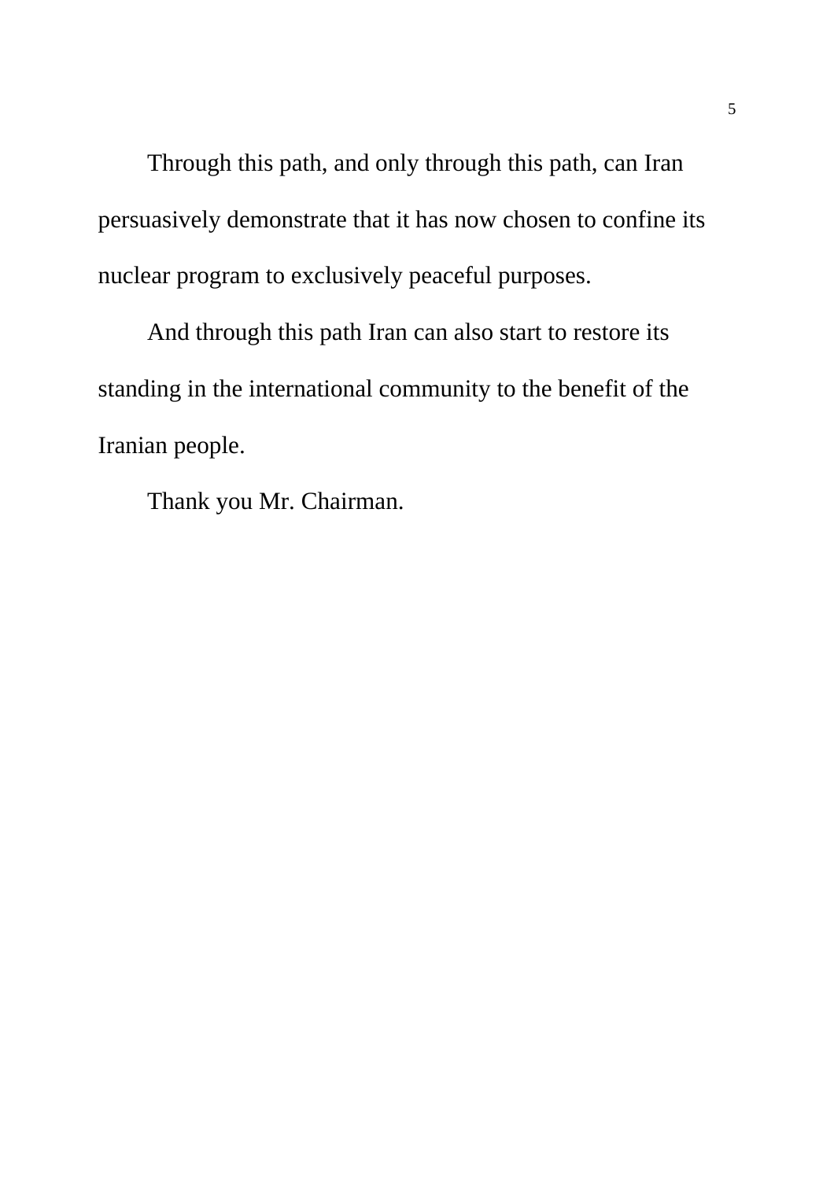Through this path, and only through this path, can Iran persuasively demonstrate that it has now chosen to confine its nuclear program to exclusively peaceful purposes.

And through this path Iran can also start to restore its standing in the international community to the benefit of the Iranian people.

Thank you Mr. Chairman.